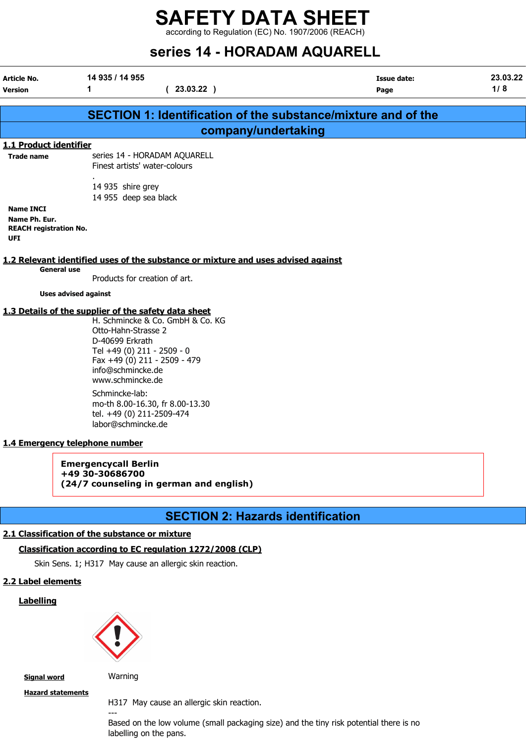# SAFETY DATA SHEET

according to Regulation (EC) No. 1907/2006 (REACH)

# series 14 - HORADAM AQUARELL

| | | | | |
|---|---|---|---|---|
| **Article No.** | 14 935 / 14 955 | | **Issue date:** | 23.03.22 |
| **Version** | 1 | ( 23.03.22 ) | **Page** | 1/ 8 |

## SECTION 1: Identification of the substance/mixture and of the company/undertaking

### 1.1 Product identifier

**Trade name**

series 14 - HORADAM AQUARELL
Finest artists' water-colours
.
14 935 shire grey
14 955 deep sea black

**Name INCI**

**Name Ph. Eur.**

**REACH registration No.**

**UFI**

### 1.2 Relevant identified uses of the substance or mixture and uses advised against

**General use**

Products for creation of art.

**Uses advised against**

### 1.3 Details of the supplier of the safety data sheet

H. Schmincke & Co. GmbH & Co. KG
Otto-Hahn-Strasse 2
D-40699 Erkrath
Tel +49 (0) 211 - 2509 - 0
Fax +49 (0) 211 - 2509 - 479
info@schmincke.de
www.schmincke.de

Schmincke-lab:
mo-th 8.00-16.30, fr 8.00-13.30
tel. +49 (0) 211-2509-474
labor@schmincke.de

### 1.4 Emergency telephone number

**Emergencycall Berlin**
**+49 30-30686700**
**(24/7 counseling in german and english)**

## SECTION 2: Hazards identification

### 2.1 Classification of the substance or mixture

**Classification according to EC regulation 1272/2008 (CLP)**

Skin Sens. 1; H317 May cause an allergic skin reaction.

### 2.2 Label elements

**Labelling**

**Signal word**

Warning

**Hazard statements**

H317 May cause an allergic skin reaction.
---
Based on the low volume (small packaging size) and the tiny risk potential there is no labelling on the pans.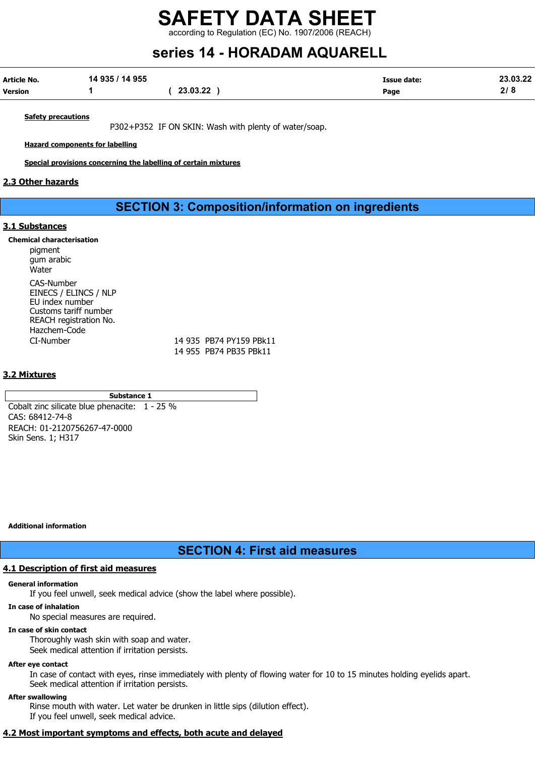**Safety precautions**

P302+P352 IF ON SKIN: Wash with plenty of water/soap.

**Hazard components for labelling**

**Special provisions concerning the labelling of certain mixtures**

## 2.3 Other hazards

# SECTION 3: Composition/information on ingredients

## 3.1 Substances

**Chemical characterisation**

pigment
gum arabic
Water

CAS-Number
EINECS / ELINCS / NLP
EU index number
Customs tariff number
REACH registration No.
Hazchem-Code
CI-Number    14 935  PB74 PY159 PBk11
             14 955  PB74 PB35 PBk11

## 3.2 Mixtures

| Substance 1 |
|---|
| Cobalt zinc silicate blue phenacite: 1 - 25 %<br>CAS: 68412-74-8<br>REACH: 01-2120756267-47-0000<br>Skin Sens. 1; H317 |

**Additional information**

# SECTION 4: First aid measures

## 4.1 Description of first aid measures

**General information**

If you feel unwell, seek medical advice (show the label where possible).

**In case of inhalation**

No special measures are required.

**In case of skin contact**

Thoroughly wash skin with soap and water.
Seek medical attention if irritation persists.

**After eye contact**

In case of contact with eyes, rinse immediately with plenty of flowing water for 10 to 15 minutes holding eyelids apart.
Seek medical attention if irritation persists.

**After swallowing**

Rinse mouth with water. Let water be drunken in little sips (dilution effect).
If you feel unwell, seek medical advice.

## 4.2 Most important symptoms and effects, both acute and delayed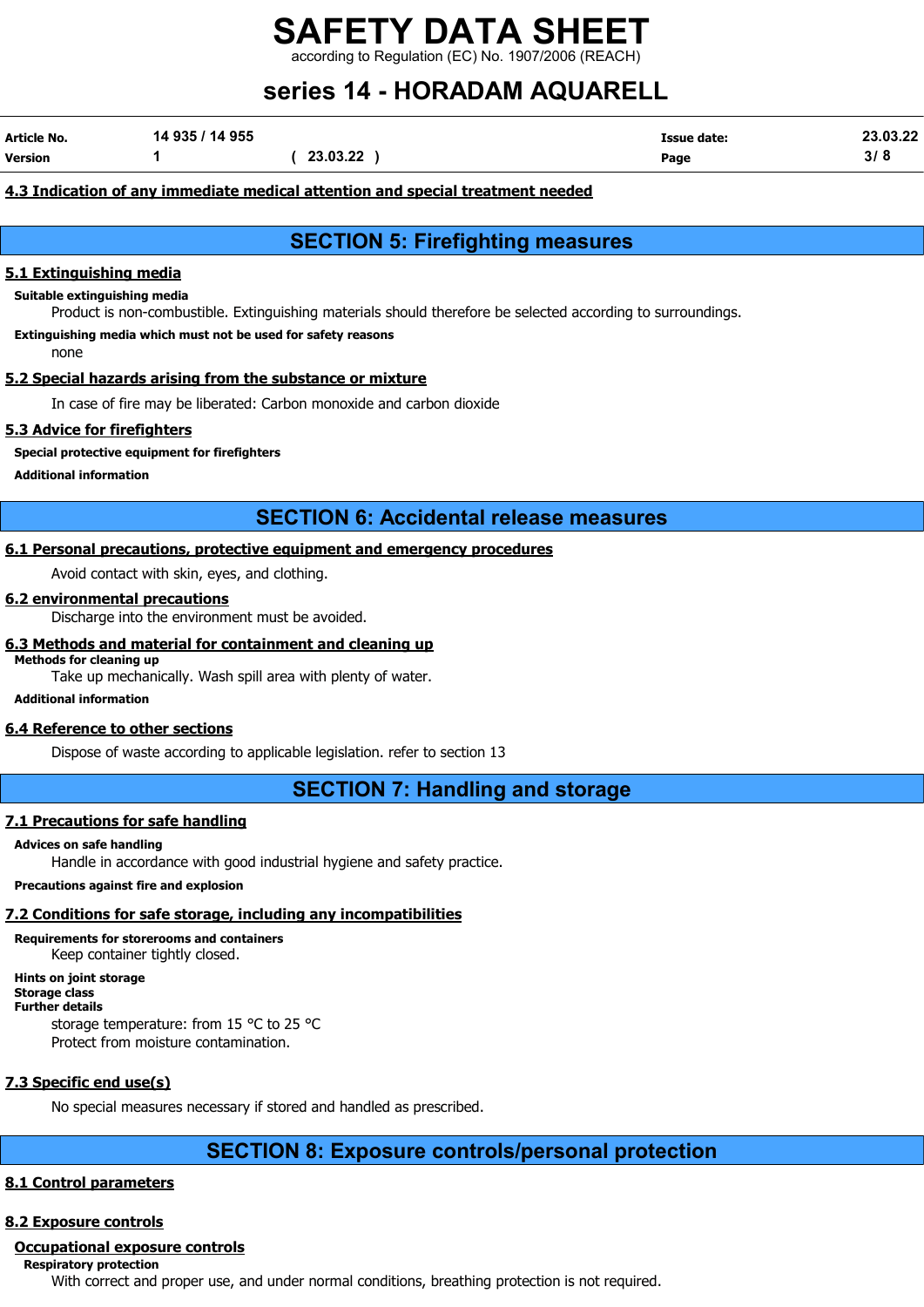### 4.3 Indication of any immediate medical attention and special treatment needed

## SECTION 5: Firefighting measures

### 5.1 Extinguishing media

**Suitable extinguishing media**

Product is non-combustible. Extinguishing materials should therefore be selected according to surroundings.

**Extinguishing media which must not be used for safety reasons**

none

### 5.2 Special hazards arising from the substance or mixture

In case of fire may be liberated: Carbon monoxide and carbon dioxide

### 5.3 Advice for firefighters

**Special protective equipment for firefighters**

**Additional information**

## SECTION 6: Accidental release measures

### 6.1 Personal precautions, protective equipment and emergency procedures

Avoid contact with skin, eyes, and clothing.

### 6.2 environmental precautions

Discharge into the environment must be avoided.

### 6.3 Methods and material for containment and cleaning up

**Methods for cleaning up**

Take up mechanically. Wash spill area with plenty of water.

**Additional information**

### 6.4 Reference to other sections

Dispose of waste according to applicable legislation. refer to section 13

## SECTION 7: Handling and storage

### 7.1 Precautions for safe handling

**Advices on safe handling**

Handle in accordance with good industrial hygiene and safety practice.

**Precautions against fire and explosion**

### 7.2 Conditions for safe storage, including any incompatibilities

**Requirements for storerooms and containers**

Keep container tightly closed.

**Hints on joint storage**

**Storage class**

**Further details**

storage temperature: from 15 °C to 25 °C

Protect from moisture contamination.

### 7.3 Specific end use(s)

No special measures necessary if stored and handled as prescribed.

## SECTION 8: Exposure controls/personal protection

### 8.1 Control parameters

### 8.2 Exposure controls

**Occupational exposure controls**

**Respiratory protection**

With correct and proper use, and under normal conditions, breathing protection is not required.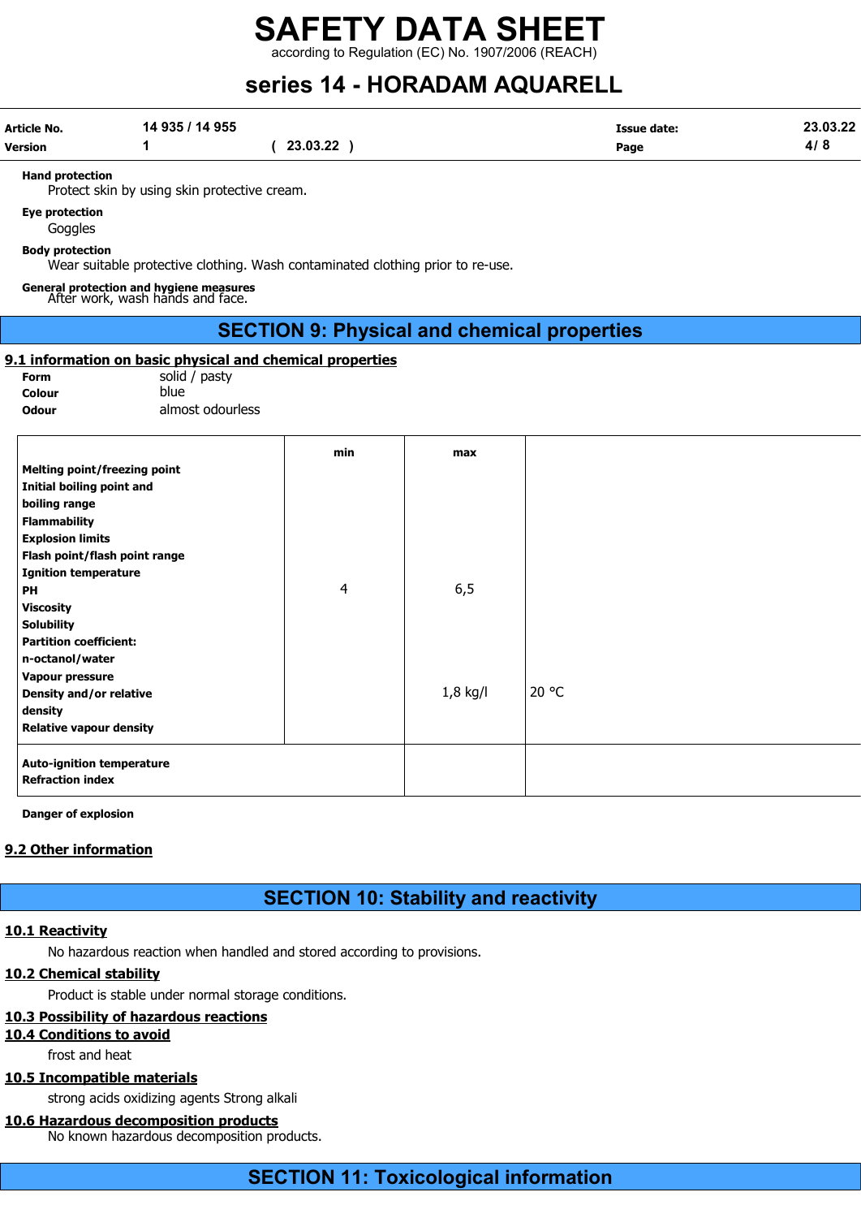**Hand protection**
Protect skin by using skin protective cream.

**Eye protection**
Goggles

**Body protection**
Wear suitable protective clothing. Wash contaminated clothing prior to re-use.

**General protection and hygiene measures**
After work, wash hands and face.

## SECTION 9: Physical and chemical properties

### 9.1 information on basic physical and chemical properties

**Form** solid / pasty
**Colour** blue
**Odour** almost odourless

| | min | max | |
|---|---|---|---|
| **Melting point/freezing point** | | | |
| **Initial boiling point and boiling range** | | | |
| **Flammability** | | | |
| **Explosion limits** | | | |
| **Flash point/flash point range** | | | |
| **Ignition temperature** | | | |
| **PH** | 4 | 6,5 | |
| **Viscosity** | | | |
| **Solubility** | | | |
| **Partition coefficient: n-octanol/water** | | | |
| **Vapour pressure** | | | |
| **Density and/or relative density** | | 1,8 kg/l | 20 °C |
| **Relative vapour density** | | | |
| **Auto-ignition temperature** | | | |
| **Refraction index** | | | |

**Danger of explosion**

### 9.2 Other information

## SECTION 10: Stability and reactivity

### 10.1 Reactivity

No hazardous reaction when handled and stored according to provisions.

### 10.2 Chemical stability

Product is stable under normal storage conditions.

### 10.3 Possibility of hazardous reactions

### 10.4 Conditions to avoid

frost and heat

### 10.5 Incompatible materials

strong acids oxidizing agents Strong alkali

### 10.6 Hazardous decomposition products

No known hazardous decomposition products.

## SECTION 11: Toxicological information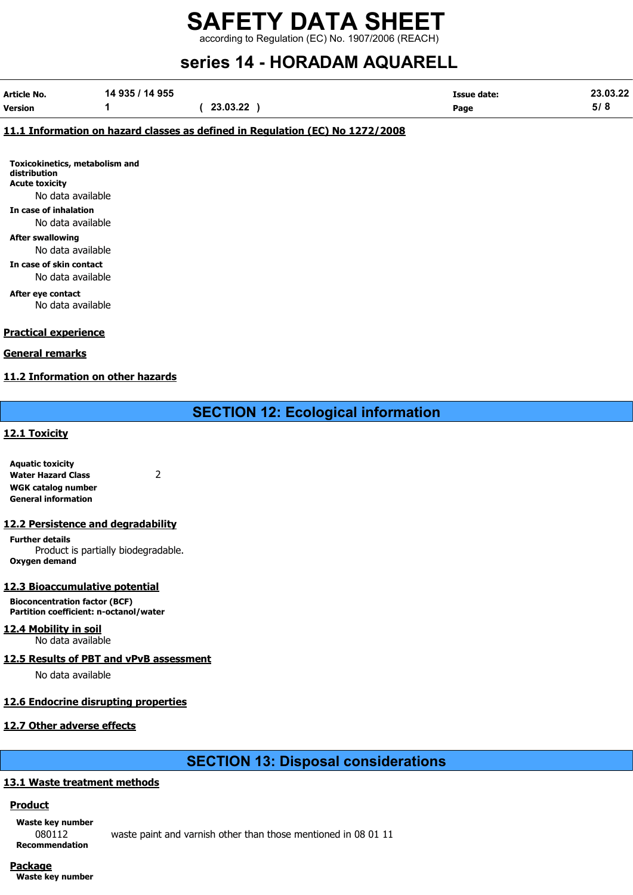## 11.1 Information on hazard classes as defined in Regulation (EC) No 1272/2008

**Toxicokinetics, metabolism and distribution**

**Acute toxicity**

No data available

**In case of inhalation**

No data available

**After swallowing**

No data available

**In case of skin contact**

No data available

**After eye contact**

No data available

## Practical experience

## General remarks

## 11.2 Information on other hazards

# SECTION 12: Ecological information

## 12.1 Toxicity

**Aquatic toxicity**

**Water Hazard Class** 2

**WGK catalog number**

**General information**

## 12.2 Persistence and degradability

**Further details**

Product is partially biodegradable.

**Oxygen demand**

## 12.3 Bioaccumulative potential

**Bioconcentration factor (BCF)**

**Partition coefficient: n-octanol/water**

## 12.4 Mobility in soil

No data available

## 12.5 Results of PBT and vPvB assessment

No data available

## 12.6 Endocrine disrupting properties

## 12.7 Other adverse effects

# SECTION 13: Disposal considerations

## 13.1 Waste treatment methods

### Product

**Waste key number**

080112 waste paint and varnish other than those mentioned in 08 01 11

**Recommendation**

### Package

**Waste key number**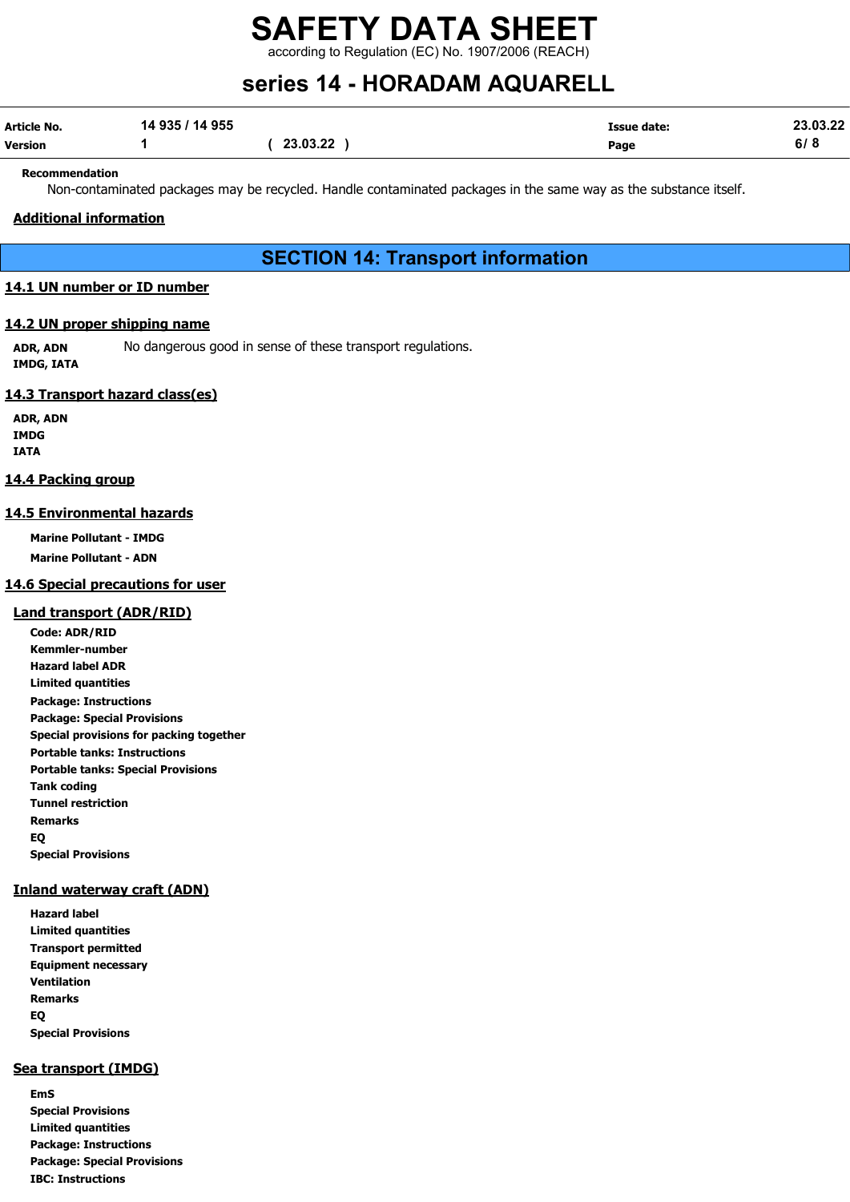**Recommendation**

Non-contaminated packages may be recycled. Handle contaminated packages in the same way as the substance itself.

**Additional information**

## SECTION 14: Transport information

### 14.1 UN number or ID number

### 14.2 UN proper shipping name

| | |
|---|---|
| **ADR, ADN** | No dangerous good in sense of these transport regulations. |
| **IMDG, IATA** | |

### 14.3 Transport hazard class(es)

**ADR, ADN**
**IMDG**
**IATA**

### 14.4 Packing group

### 14.5 Environmental hazards

**Marine Pollutant - IMDG**
**Marine Pollutant - ADN**

### 14.6 Special precautions for user

#### Land transport (ADR/RID)

**Code: ADR/RID**
**Kemmler-number**
**Hazard label ADR**
**Limited quantities**
**Package: Instructions**
**Package: Special Provisions**
**Special provisions for packing together**
**Portable tanks: Instructions**
**Portable tanks: Special Provisions**
**Tank coding**
**Tunnel restriction**
**Remarks**
**EQ**
**Special Provisions**

#### Inland waterway craft (ADN)

**Hazard label**
**Limited quantities**
**Transport permitted**
**Equipment necessary**
**Ventilation**
**Remarks**
**EQ**
**Special Provisions**

#### Sea transport (IMDG)

**EmS**
**Special Provisions**
**Limited quantities**
**Package: Instructions**
**Package: Special Provisions**
**IBC: Instructions**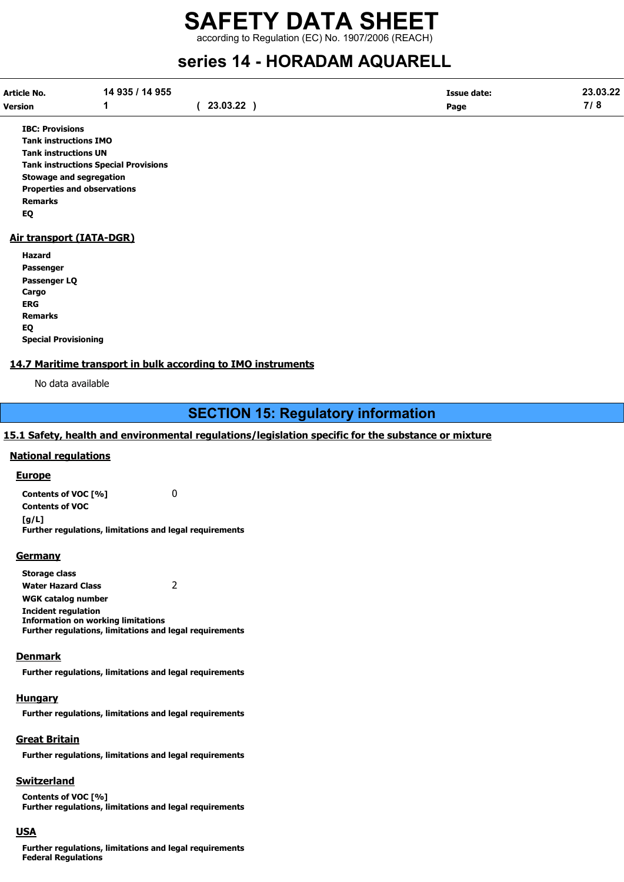**IBC: Provisions**
**Tank instructions IMO**
**Tank instructions UN**
**Tank instructions Special Provisions**
**Stowage and segregation**
**Properties and observations**
**Remarks**
**EQ**

### Air transport (IATA-DGR)

**Hazard**
**Passenger**
**Passenger LQ**
**Cargo**
**ERG**
**Remarks**
**EQ**
**Special Provisioning**

### 14.7 Maritime transport in bulk according to IMO instruments

No data available

## SECTION 15: Regulatory information

### 15.1 Safety, health and environmental regulations/legislation specific for the substance or mixture

#### National regulations

##### Europe

**Contents of VOC [%]** 0
**Contents of VOC [g/L]**
**Further regulations, limitations and legal requirements**

##### Germany

**Storage class**
**Water Hazard Class** 2
**WGK catalog number**
**Incident regulation**
**Information on working limitations**
**Further regulations, limitations and legal requirements**

##### Denmark

**Further regulations, limitations and legal requirements**

##### Hungary

**Further regulations, limitations and legal requirements**

##### Great Britain

**Further regulations, limitations and legal requirements**

##### Switzerland

**Contents of VOC [%]**
**Further regulations, limitations and legal requirements**

##### USA

**Further regulations, limitations and legal requirements**
**Federal Regulations**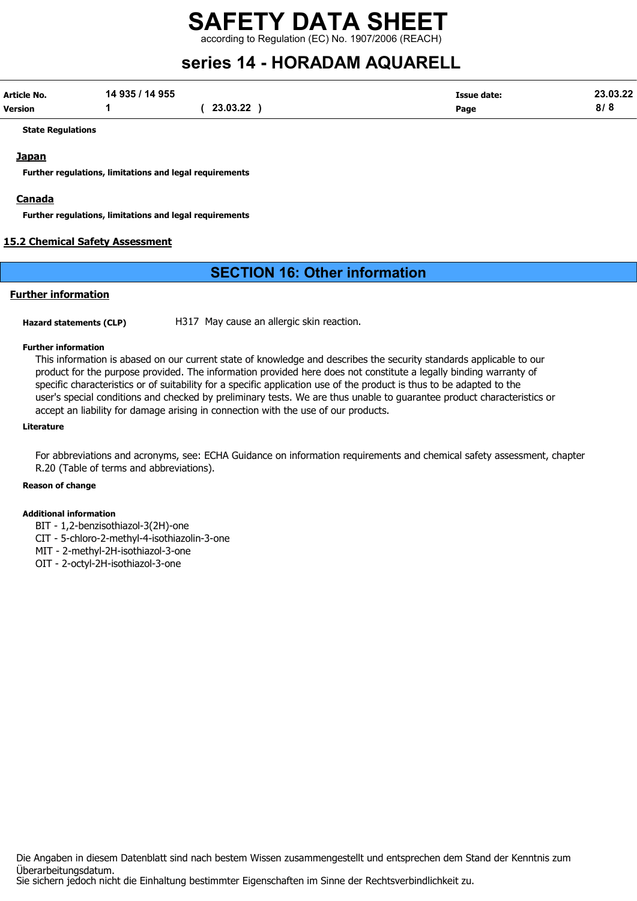**State Regulations**

## Japan

**Further regulations, limitations and legal requirements**

## Canada

**Further regulations, limitations and legal requirements**

## 15.2 Chemical Safety Assessment

# SECTION 16: Other information

## Further information

**Hazard statements (CLP)** H317 May cause an allergic skin reaction.

**Further information**

This information is abased on our current state of knowledge and describes the security standards applicable to our product for the purpose provided. The information provided here does not constitute a legally binding warranty of specific characteristics or of suitability for a specific application use of the product is thus to be adapted to the user's special conditions and checked by preliminary tests. We are thus unable to guarantee product characteristics or accept an liability for damage arising in connection with the use of our products.

**Literature**

For abbreviations and acronyms, see: ECHA Guidance on information requirements and chemical safety assessment, chapter R.20 (Table of terms and abbreviations).

**Reason of change**

**Additional information**

BIT - 1,2-benzisothiazol-3(2H)-one
CIT - 5-chloro-2-methyl-4-isothiazolin-3-one
MIT - 2-methyl-2H-isothiazol-3-one
OIT - 2-octyl-2H-isothiazol-3-one

Die Angaben in diesem Datenblatt sind nach bestem Wissen zusammengestellt und entsprechen dem Stand der Kenntnis zum Überarbeitungsdatum.
Sie sichern jedoch nicht die Einhaltung bestimmter Eigenschaften im Sinne der Rechtsverbindlichkeit zu.